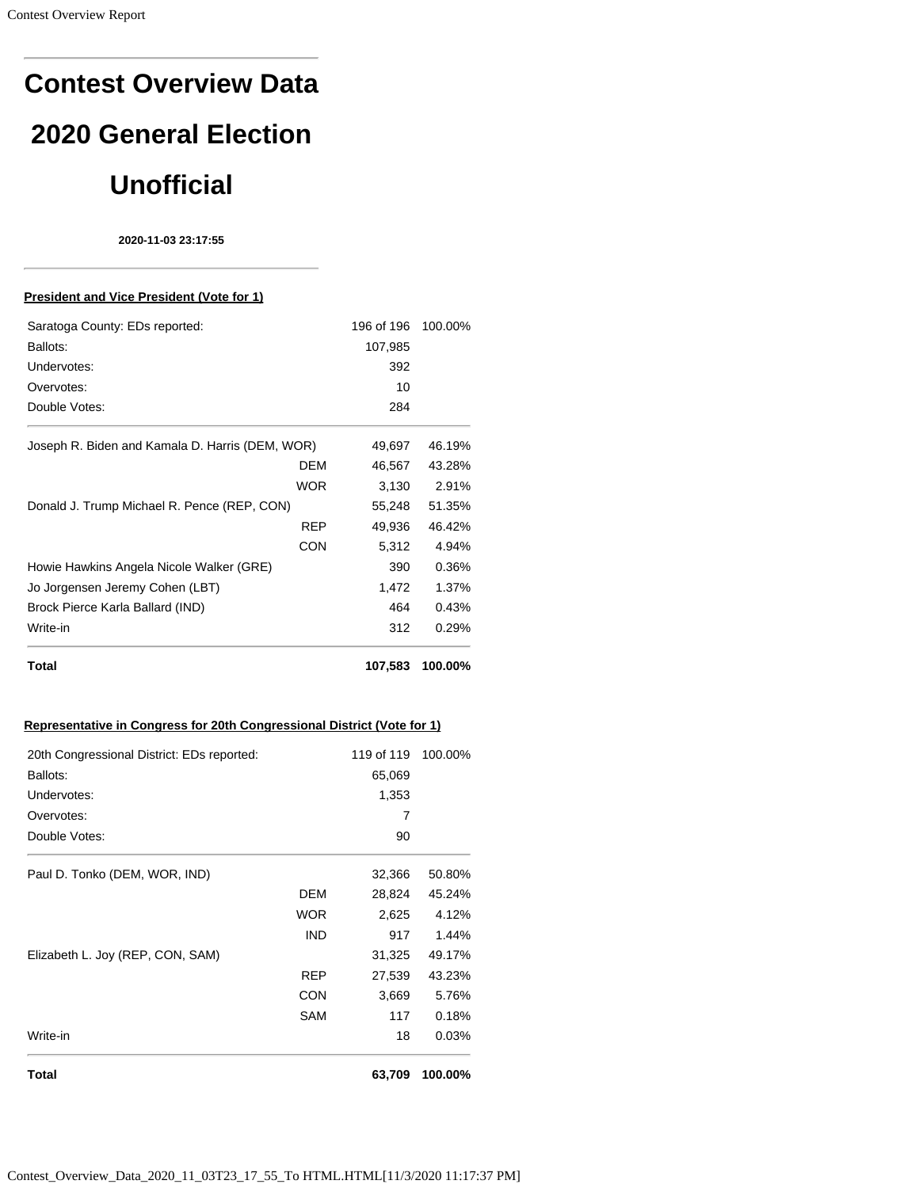# Contest Overview Data

# 2020 General Election

# Unofficial

**2020-11-03 23:17:55**

---

**President and Vice President (Vote for 1)**

| | | | |
|---|---|---|---|
| Saratoga County: EDs reported: | | 196 of 196 | 100.00% |
| Ballots: | | 107,985 | |
| Undervotes: | | 392 | |
| Overvotes: | | 10 | |
| Double Votes: | | 284 | |
| Joseph R. Biden and Kamala D. Harris (DEM, WOR) | | 49,697 | 46.19% |
| | DEM | 46,567 | 43.28% |
| | WOR | 3,130 | 2.91% |
| Donald J. Trump Michael R. Pence (REP, CON) | | 55,248 | 51.35% |
| | REP | 49,936 | 46.42% |
| | CON | 5,312 | 4.94% |
| Howie Hawkins Angela Nicole Walker (GRE) | | 390 | 0.36% |
| Jo Jorgensen Jeremy Cohen (LBT) | | 1,472 | 1.37% |
| Brock Pierce Karla Ballard (IND) | | 464 | 0.43% |
| Write-in | | 312 | 0.29% |
| **Total** | | **107,583** | **100.00%** |

**Representative in Congress for 20th Congressional District (Vote for 1)**

| | | | |
|---|---|---|---|
| 20th Congressional District: EDs reported: | | 119 of 119 | 100.00% |
| Ballots: | | 65,069 | |
| Undervotes: | | 1,353 | |
| Overvotes: | | 7 | |
| Double Votes: | | 90 | |
| Paul D. Tonko (DEM, WOR, IND) | | 32,366 | 50.80% |
| | DEM | 28,824 | 45.24% |
| | WOR | 2,625 | 4.12% |
| | IND | 917 | 1.44% |
| Elizabeth L. Joy (REP, CON, SAM) | | 31,325 | 49.17% |
| | REP | 27,539 | 43.23% |
| | CON | 3,669 | 5.76% |
| | SAM | 117 | 0.18% |
| Write-in | | 18 | 0.03% |
| **Total** | | **63,709** | **100.00%** |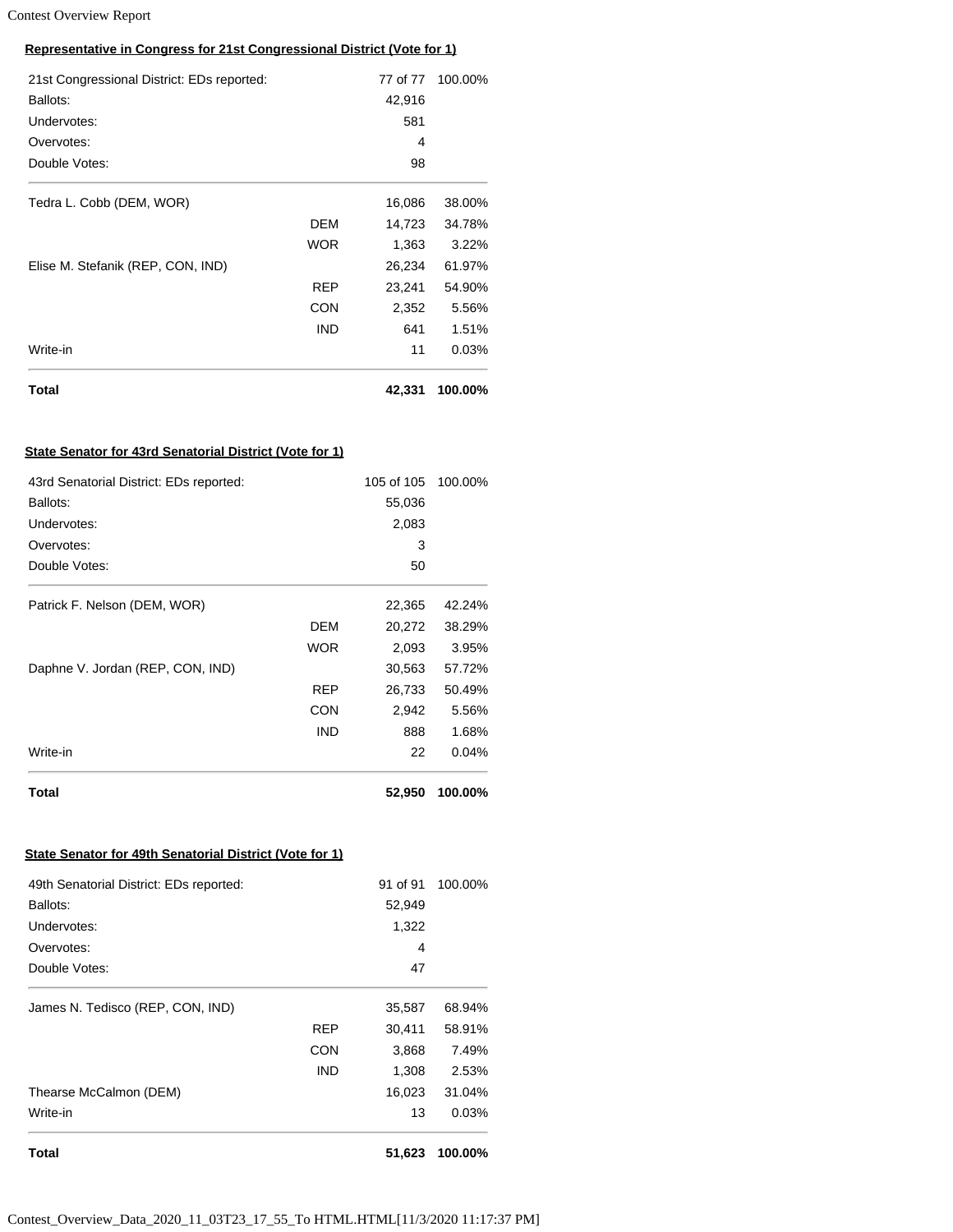### Representative in Congress for 21st Congressional District (Vote for 1)

| | | | |
|---|---|---|---|
| 21st Congressional District: EDs reported: | | 77 of 77 | 100.00% |
| Ballots: | | 42,916 | |
| Undervotes: | | 581 | |
| Overvotes: | | 4 | |
| Double Votes: | | 98 | |
| Tedra L. Cobb (DEM, WOR) | | 16,086 | 38.00% |
| | DEM | 14,723 | 34.78% |
| | WOR | 1,363 | 3.22% |
| Elise M. Stefanik (REP, CON, IND) | | 26,234 | 61.97% |
| | REP | 23,241 | 54.90% |
| | CON | 2,352 | 5.56% |
| | IND | 641 | 1.51% |
| Write-in | | 11 | 0.03% |
| **Total** | | **42,331** | **100.00%** |

### State Senator for 43rd Senatorial District (Vote for 1)

| | | | |
|---|---|---|---|
| 43rd Senatorial District: EDs reported: | | 105 of 105 | 100.00% |
| Ballots: | | 55,036 | |
| Undervotes: | | 2,083 | |
| Overvotes: | | 3 | |
| Double Votes: | | 50 | |
| Patrick F. Nelson (DEM, WOR) | | 22,365 | 42.24% |
| | DEM | 20,272 | 38.29% |
| | WOR | 2,093 | 3.95% |
| Daphne V. Jordan (REP, CON, IND) | | 30,563 | 57.72% |
| | REP | 26,733 | 50.49% |
| | CON | 2,942 | 5.56% |
| | IND | 888 | 1.68% |
| Write-in | | 22 | 0.04% |
| **Total** | | **52,950** | **100.00%** |

### State Senator for 49th Senatorial District (Vote for 1)

| | | | |
|---|---|---|---|
| 49th Senatorial District: EDs reported: | | 91 of 91 | 100.00% |
| Ballots: | | 52,949 | |
| Undervotes: | | 1,322 | |
| Overvotes: | | 4 | |
| Double Votes: | | 47 | |
| James N. Tedisco (REP, CON, IND) | | 35,587 | 68.94% |
| | REP | 30,411 | 58.91% |
| | CON | 3,868 | 7.49% |
| | IND | 1,308 | 2.53% |
| Thearse McCalmon (DEM) | | 16,023 | 31.04% |
| Write-in | | 13 | 0.03% |
| **Total** | | **51,623** | **100.00%** |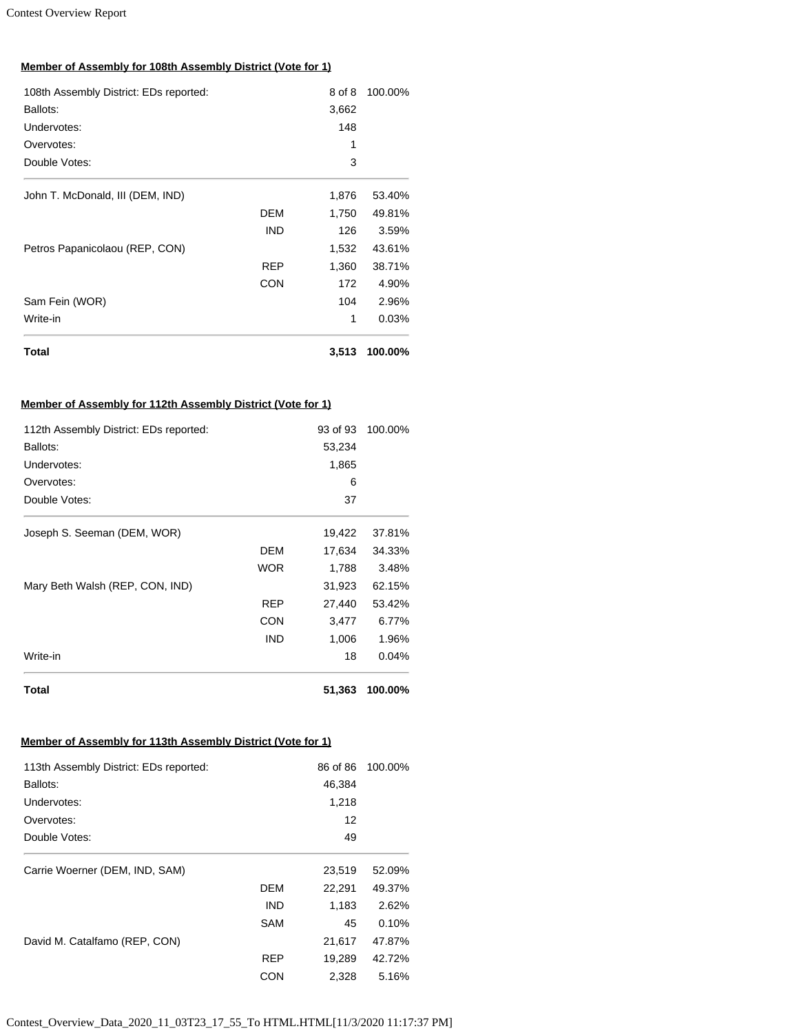### Member of Assembly for 108th Assembly District (Vote for 1)

| | | | |
|---|---|---|---|
| 108th Assembly District: EDs reported: | | 8 of 8 | 100.00% |
| Ballots: | | 3,662 | |
| Undervotes: | | 148 | |
| Overvotes: | | 1 | |
| Double Votes: | | 3 | |
| John T. McDonald, III (DEM, IND) | | 1,876 | 53.40% |
| | DEM | 1,750 | 49.81% |
| | IND | 126 | 3.59% |
| Petros Papanicolaou (REP, CON) | | 1,532 | 43.61% |
| | REP | 1,360 | 38.71% |
| | CON | 172 | 4.90% |
| Sam Fein (WOR) | | 104 | 2.96% |
| Write-in | | 1 | 0.03% |
| **Total** | | **3,513** | **100.00%** |

### Member of Assembly for 112th Assembly District (Vote for 1)

| | | | |
|---|---|---|---|
| 112th Assembly District: EDs reported: | | 93 of 93 | 100.00% |
| Ballots: | | 53,234 | |
| Undervotes: | | 1,865 | |
| Overvotes: | | 6 | |
| Double Votes: | | 37 | |
| Joseph S. Seeman (DEM, WOR) | | 19,422 | 37.81% |
| | DEM | 17,634 | 34.33% |
| | WOR | 1,788 | 3.48% |
| Mary Beth Walsh (REP, CON, IND) | | 31,923 | 62.15% |
| | REP | 27,440 | 53.42% |
| | CON | 3,477 | 6.77% |
| | IND | 1,006 | 1.96% |
| Write-in | | 18 | 0.04% |
| **Total** | | **51,363** | **100.00%** |

### Member of Assembly for 113th Assembly District (Vote for 1)

| | | | |
|---|---|---|---|
| 113th Assembly District: EDs reported: | | 86 of 86 | 100.00% |
| Ballots: | | 46,384 | |
| Undervotes: | | 1,218 | |
| Overvotes: | | 12 | |
| Double Votes: | | 49 | |
| Carrie Woerner (DEM, IND, SAM) | | 23,519 | 52.09% |
| | DEM | 22,291 | 49.37% |
| | IND | 1,183 | 2.62% |
| | SAM | 45 | 0.10% |
| David M. Catalfamo (REP, CON) | | 21,617 | 47.87% |
| | REP | 19,289 | 42.72% |
| | CON | 2,328 | 5.16% |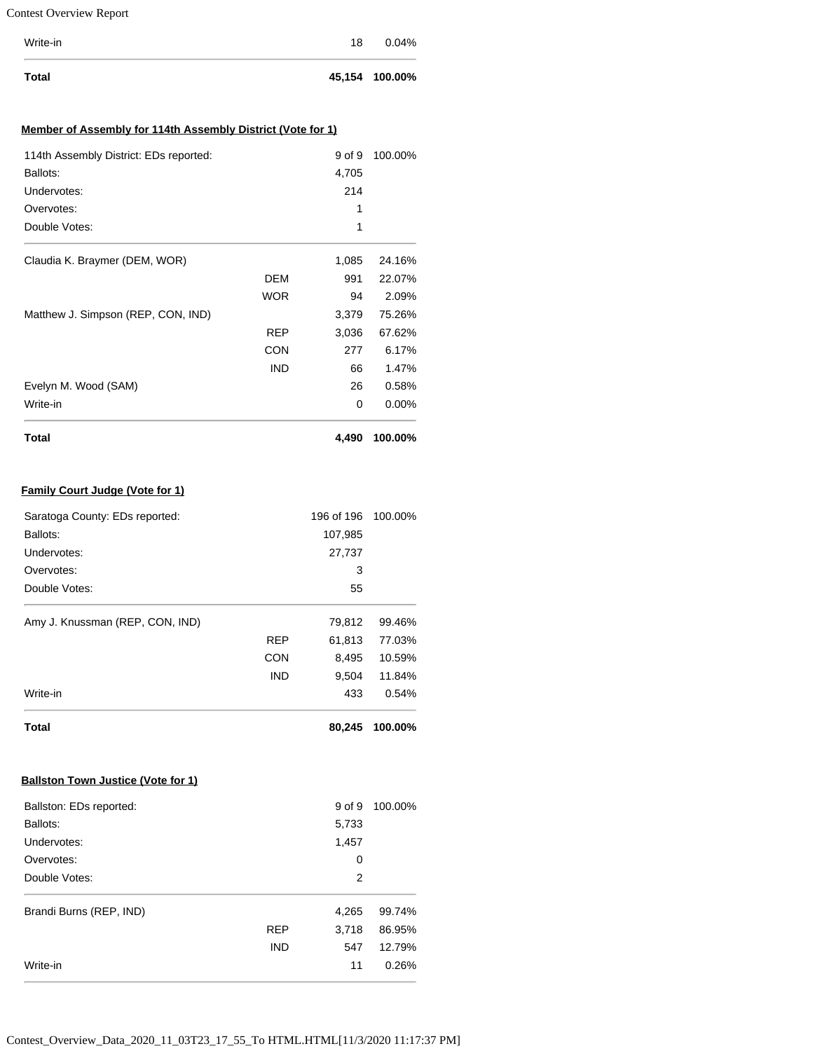| | | | |
|---|---|---|---|
| Write-in | | 18 | 0.04% |
| **Total** | | **45,154** | **100.00%** |

**Member of Assembly for 114th Assembly District (Vote for 1)**

| | | | |
|---|---|---|---|
| 114th Assembly District: EDs reported: | | 9 of 9 | 100.00% |
| Ballots: | | 4,705 | |
| Undervotes: | | 214 | |
| Overvotes: | | 1 | |
| Double Votes: | | 1 | |
| Claudia K. Braymer (DEM, WOR) | | 1,085 | 24.16% |
| | DEM | 991 | 22.07% |
| | WOR | 94 | 2.09% |
| Matthew J. Simpson (REP, CON, IND) | | 3,379 | 75.26% |
| | REP | 3,036 | 67.62% |
| | CON | 277 | 6.17% |
| | IND | 66 | 1.47% |
| Evelyn M. Wood (SAM) | | 26 | 0.58% |
| Write-in | | 0 | 0.00% |
| **Total** | | **4,490** | **100.00%** |

**Family Court Judge (Vote for 1)**

| | | | |
|---|---|---|---|
| Saratoga County: EDs reported: | | 196 of 196 | 100.00% |
| Ballots: | | 107,985 | |
| Undervotes: | | 27,737 | |
| Overvotes: | | 3 | |
| Double Votes: | | 55 | |
| Amy J. Knussman (REP, CON, IND) | | 79,812 | 99.46% |
| | REP | 61,813 | 77.03% |
| | CON | 8,495 | 10.59% |
| | IND | 9,504 | 11.84% |
| Write-in | | 433 | 0.54% |
| **Total** | | **80,245** | **100.00%** |

**Ballston Town Justice (Vote for 1)**

| | | | |
|---|---|---|---|
| Ballston: EDs reported: | | 9 of 9 | 100.00% |
| Ballots: | | 5,733 | |
| Undervotes: | | 1,457 | |
| Overvotes: | | 0 | |
| Double Votes: | | 2 | |
| Brandi Burns (REP, IND) | | 4,265 | 99.74% |
| | REP | 3,718 | 86.95% |
| | IND | 547 | 12.79% |
| Write-in | | 11 | 0.26% |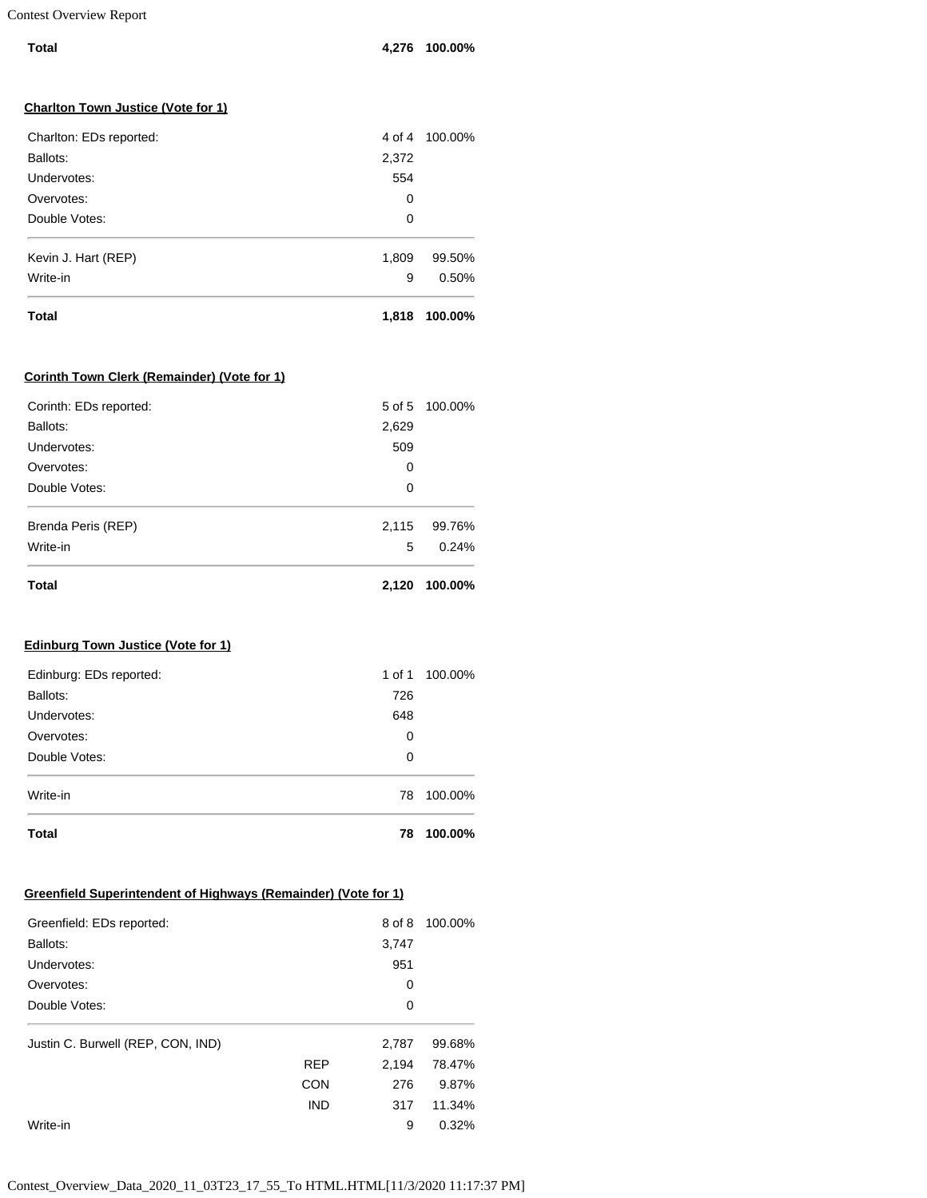| | | |
|---|---|---|
| **Total** | **4,276** | **100.00%** |

**Charlton Town Justice (Vote for 1)**

| | | |
|---|---|---|
| Charlton: EDs reported: | 4 of 4 | 100.00% |
| Ballots: | 2,372 | |
| Undervotes: | 554 | |
| Overvotes: | 0 | |
| Double Votes: | 0 | |
| Kevin J. Hart (REP) | 1,809 | 99.50% |
| Write-in | 9 | 0.50% |
| **Total** | **1,818** | **100.00%** |

**Corinth Town Clerk (Remainder) (Vote for 1)**

| | | |
|---|---|---|
| Corinth: EDs reported: | 5 of 5 | 100.00% |
| Ballots: | 2,629 | |
| Undervotes: | 509 | |
| Overvotes: | 0 | |
| Double Votes: | 0 | |
| Brenda Peris (REP) | 2,115 | 99.76% |
| Write-in | 5 | 0.24% |
| **Total** | **2,120** | **100.00%** |

**Edinburg Town Justice (Vote for 1)**

| | | |
|---|---|---|
| Edinburg: EDs reported: | 1 of 1 | 100.00% |
| Ballots: | 726 | |
| Undervotes: | 648 | |
| Overvotes: | 0 | |
| Double Votes: | 0 | |
| Write-in | 78 | 100.00% |
| **Total** | **78** | **100.00%** |

**Greenfield Superintendent of Highways (Remainder) (Vote for 1)**

| | | | |
|---|---|---|---|
| Greenfield: EDs reported: | | 8 of 8 | 100.00% |
| Ballots: | | 3,747 | |
| Undervotes: | | 951 | |
| Overvotes: | | 0 | |
| Double Votes: | | 0 | |
| Justin C. Burwell (REP, CON, IND) | | 2,787 | 99.68% |
| | REP | 2,194 | 78.47% |
| | CON | 276 | 9.87% |
| | IND | 317 | 11.34% |
| Write-in | | 9 | 0.32% |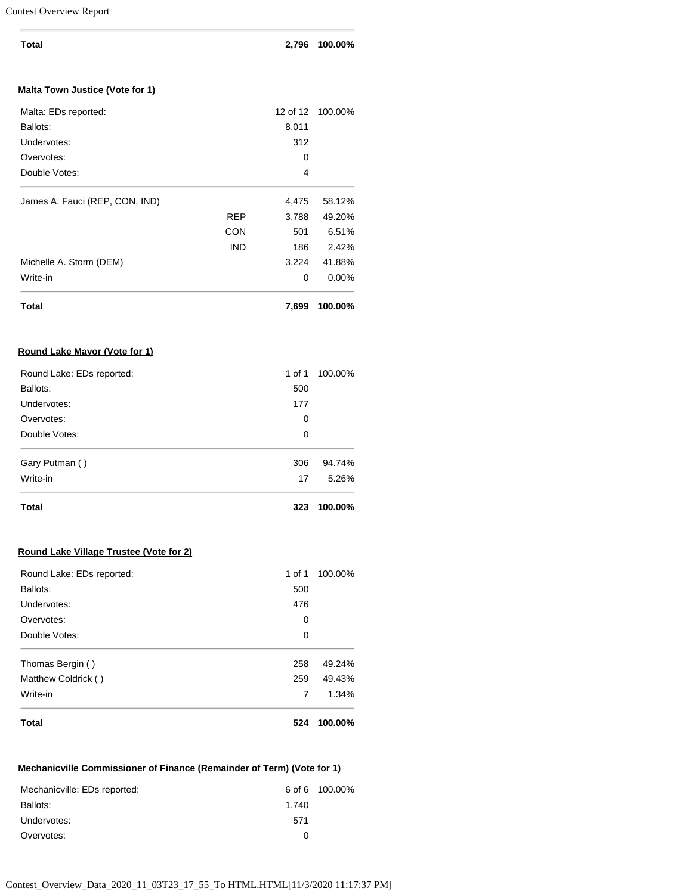| | | | |
|---|---|---|---|
| **Total** | | **2,796** | **100.00%** |

**Malta Town Justice (Vote for 1)**

| | | | |
|---|---|---|---|
| Malta: EDs reported: | | 12 of 12 | 100.00% |
| Ballots: | | 8,011 | |
| Undervotes: | | 312 | |
| Overvotes: | | 0 | |
| Double Votes: | | 4 | |
| James A. Fauci (REP, CON, IND) | | 4,475 | 58.12% |
| | REP | 3,788 | 49.20% |
| | CON | 501 | 6.51% |
| | IND | 186 | 2.42% |
| Michelle A. Storm (DEM) | | 3,224 | 41.88% |
| Write-in | | 0 | 0.00% |
| **Total** | | **7,699** | **100.00%** |

**Round Lake Mayor (Vote for 1)**

| | | |
|---|---|---|
| Round Lake: EDs reported: | 1 of 1 | 100.00% |
| Ballots: | 500 | |
| Undervotes: | 177 | |
| Overvotes: | 0 | |
| Double Votes: | 0 | |
| Gary Putman ( ) | 306 | 94.74% |
| Write-in | 17 | 5.26% |
| **Total** | **323** | **100.00%** |

**Round Lake Village Trustee (Vote for 2)**

| | | |
|---|---|---|
| Round Lake: EDs reported: | 1 of 1 | 100.00% |
| Ballots: | 500 | |
| Undervotes: | 476 | |
| Overvotes: | 0 | |
| Double Votes: | 0 | |
| Thomas Bergin ( ) | 258 | 49.24% |
| Matthew Coldrick ( ) | 259 | 49.43% |
| Write-in | 7 | 1.34% |
| **Total** | **524** | **100.00%** |

**Mechanicville Commissioner of Finance (Remainder of Term) (Vote for 1)**

| | | |
|---|---|---|
| Mechanicville: EDs reported: | 6 of 6 | 100.00% |
| Ballots: | 1,740 | |
| Undervotes: | 571 | |
| Overvotes: | 0 | |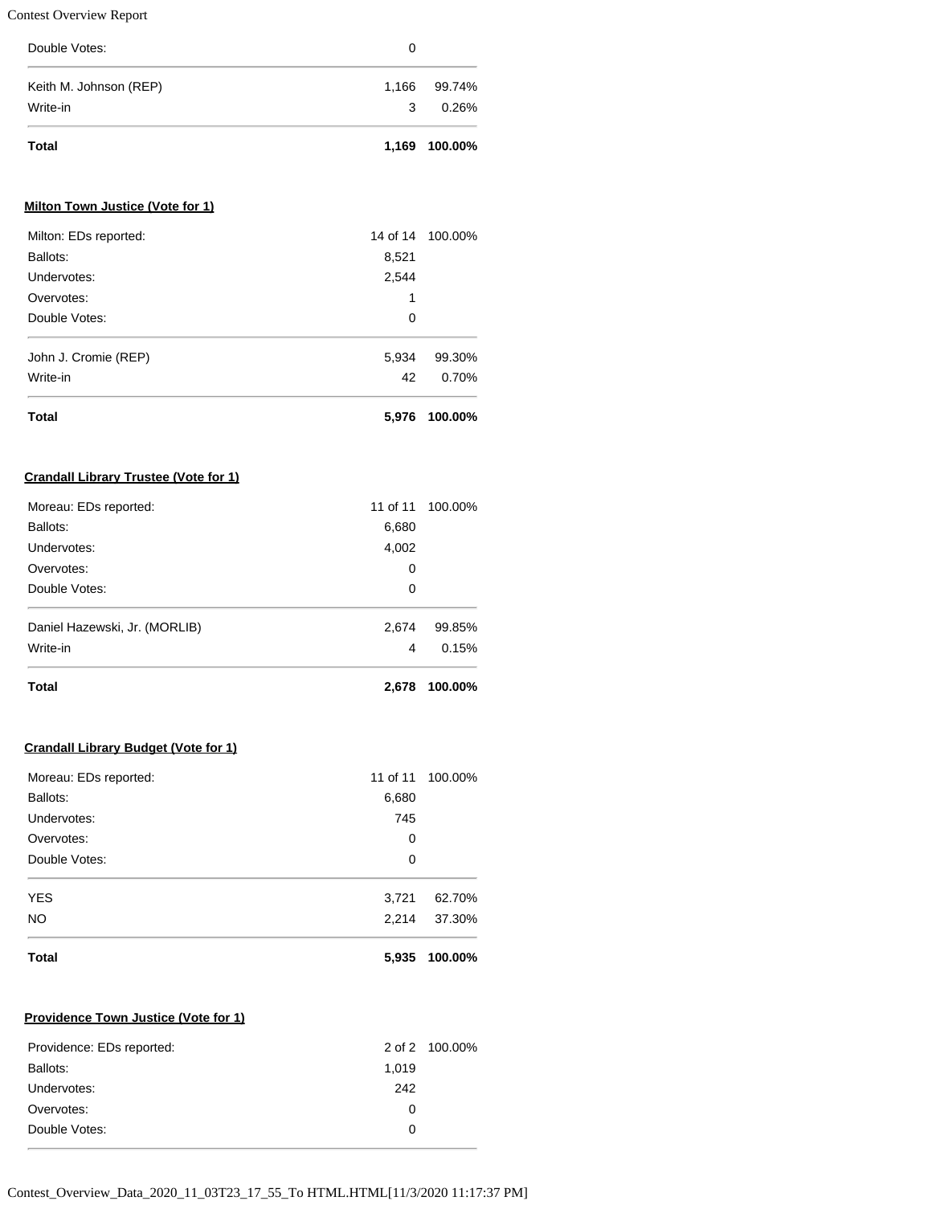| | | |
|---|---|---|
| Double Votes: | 0 | |
| Keith M. Johnson (REP) | 1,166 | 99.74% |
| Write-in | 3 | 0.26% |
| **Total** | **1,169** | **100.00%** |

**Milton Town Justice (Vote for 1)**

| | | |
|---|---|---|
| Milton: EDs reported: | 14 of 14 | 100.00% |
| Ballots: | 8,521 | |
| Undervotes: | 2,544 | |
| Overvotes: | 1 | |
| Double Votes: | 0 | |
| John J. Cromie (REP) | 5,934 | 99.30% |
| Write-in | 42 | 0.70% |
| **Total** | **5,976** | **100.00%** |

**Crandall Library Trustee (Vote for 1)**

| | | |
|---|---|---|
| Moreau: EDs reported: | 11 of 11 | 100.00% |
| Ballots: | 6,680 | |
| Undervotes: | 4,002 | |
| Overvotes: | 0 | |
| Double Votes: | 0 | |
| Daniel Hazewski, Jr. (MORLIB) | 2,674 | 99.85% |
| Write-in | 4 | 0.15% |
| **Total** | **2,678** | **100.00%** |

**Crandall Library Budget (Vote for 1)**

| | | |
|---|---|---|
| Moreau: EDs reported: | 11 of 11 | 100.00% |
| Ballots: | 6,680 | |
| Undervotes: | 745 | |
| Overvotes: | 0 | |
| Double Votes: | 0 | |
| YES | 3,721 | 62.70% |
| NO | 2,214 | 37.30% |
| **Total** | **5,935** | **100.00%** |

**Providence Town Justice (Vote for 1)**

| | | |
|---|---|---|
| Providence: EDs reported: | 2 of 2 | 100.00% |
| Ballots: | 1,019 | |
| Undervotes: | 242 | |
| Overvotes: | 0 | |
| Double Votes: | 0 | |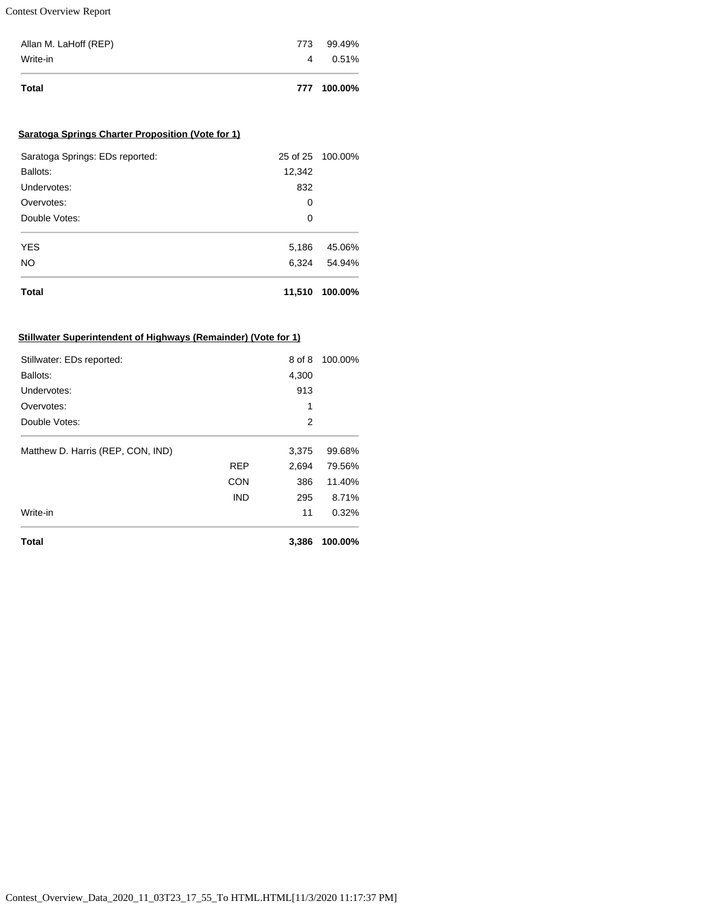| | | |
|---|---|---|
| Allan M. LaHoff (REP) | 773 | 99.49% |
| Write-in | 4 | 0.51% |
| **Total** | **777** | **100.00%** |

**Saratoga Springs Charter Proposition (Vote for 1)**

| | | |
|---|---|---|
| Saratoga Springs: EDs reported: | 25 of 25 | 100.00% |
| Ballots: | 12,342 | |
| Undervotes: | 832 | |
| Overvotes: | 0 | |
| Double Votes: | 0 | |
| YES | 5,186 | 45.06% |
| NO | 6,324 | 54.94% |
| **Total** | **11,510** | **100.00%** |

**Stillwater Superintendent of Highways (Remainder) (Vote for 1)**

| | | | |
|---|---|---|---|
| Stillwater: EDs reported: | | 8 of 8 | 100.00% |
| Ballots: | | 4,300 | |
| Undervotes: | | 913 | |
| Overvotes: | | 1 | |
| Double Votes: | | 2 | |
| Matthew D. Harris (REP, CON, IND) | | 3,375 | 99.68% |
| | REP | 2,694 | 79.56% |
| | CON | 386 | 11.40% |
| | IND | 295 | 8.71% |
| Write-in | | 11 | 0.32% |
| **Total** | | **3,386** | **100.00%** |